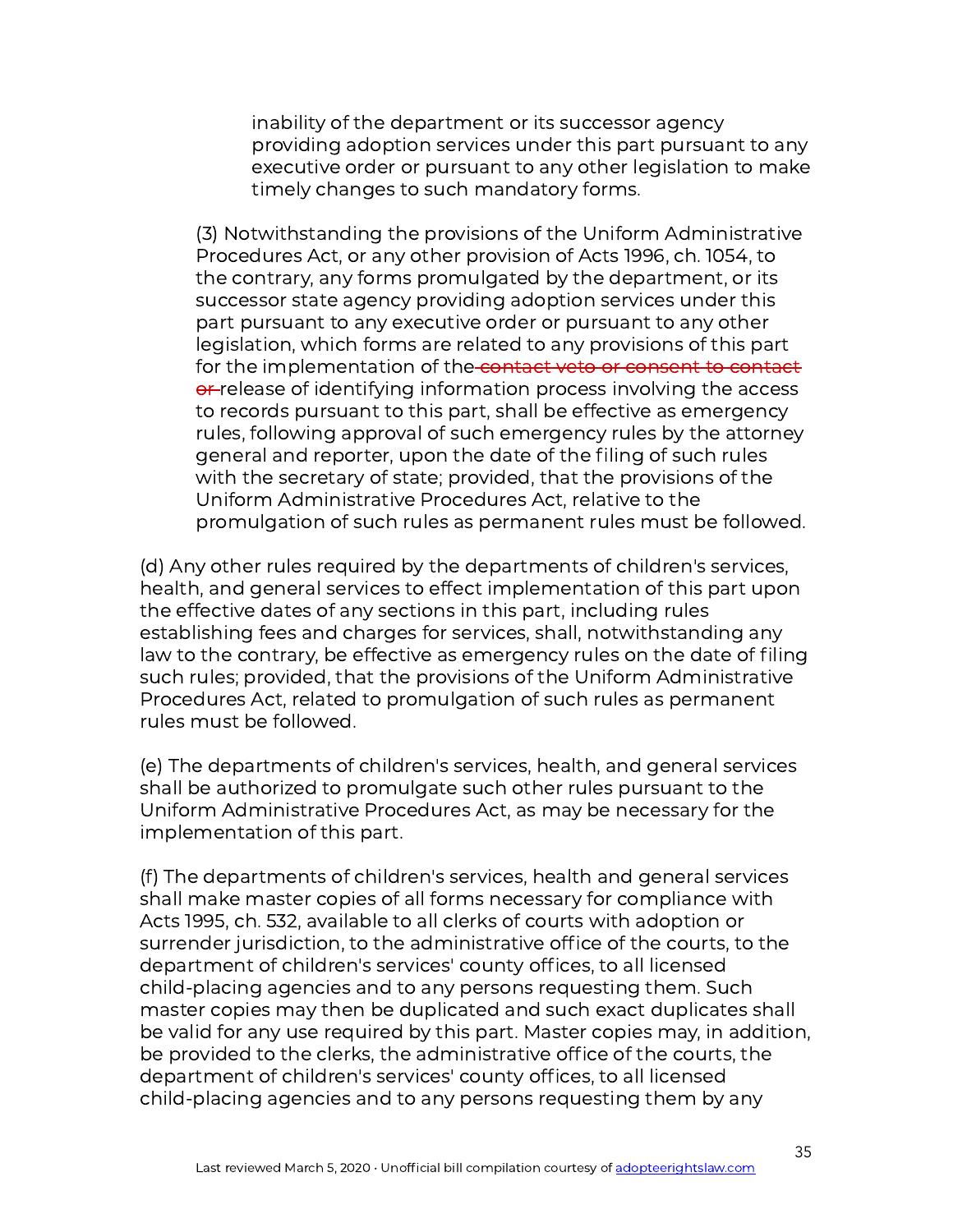inability of the department or its successor agency providing adoption services under this part pursuant to any executive order or pursuant to any other legislation to make timely changes to such mandatory forms.

(3) Notwithstanding the provisions of the Uniform Administrative Procedures Act, or any other provision of Acts 1996, ch. 1054, to the contrary, any forms promulgated by the department, or its successor state agency providing adoption services under this part pursuant to any executive order or pursuant to any other legislation, which forms are related to any provisions of this part for the implementation of the ~~contact veto or consent to contact or~~ release of identifying information process involving the access to records pursuant to this part, shall be effective as emergency rules, following approval of such emergency rules by the attorney general and reporter, upon the date of the filing of such rules with the secretary of state; provided, that the provisions of the Uniform Administrative Procedures Act, relative to the promulgation of such rules as permanent rules must be followed.

(d) Any other rules required by the departments of children's services, health, and general services to effect implementation of this part upon the effective dates of any sections in this part, including rules establishing fees and charges for services, shall, notwithstanding any law to the contrary, be effective as emergency rules on the date of filing such rules; provided, that the provisions of the Uniform Administrative Procedures Act, related to promulgation of such rules as permanent rules must be followed.

(e) The departments of children's services, health, and general services shall be authorized to promulgate such other rules pursuant to the Uniform Administrative Procedures Act, as may be necessary for the implementation of this part.

(f) The departments of children's services, health and general services shall make master copies of all forms necessary for compliance with Acts 1995, ch. 532, available to all clerks of courts with adoption or surrender jurisdiction, to the administrative office of the courts, to the department of children's services' county offices, to all licensed child-placing agencies and to any persons requesting them. Such master copies may then be duplicated and such exact duplicates shall be valid for any use required by this part. Master copies may, in addition, be provided to the clerks, the administrative office of the courts, the department of children's services' county offices, to all licensed child-placing agencies and to any persons requesting them by any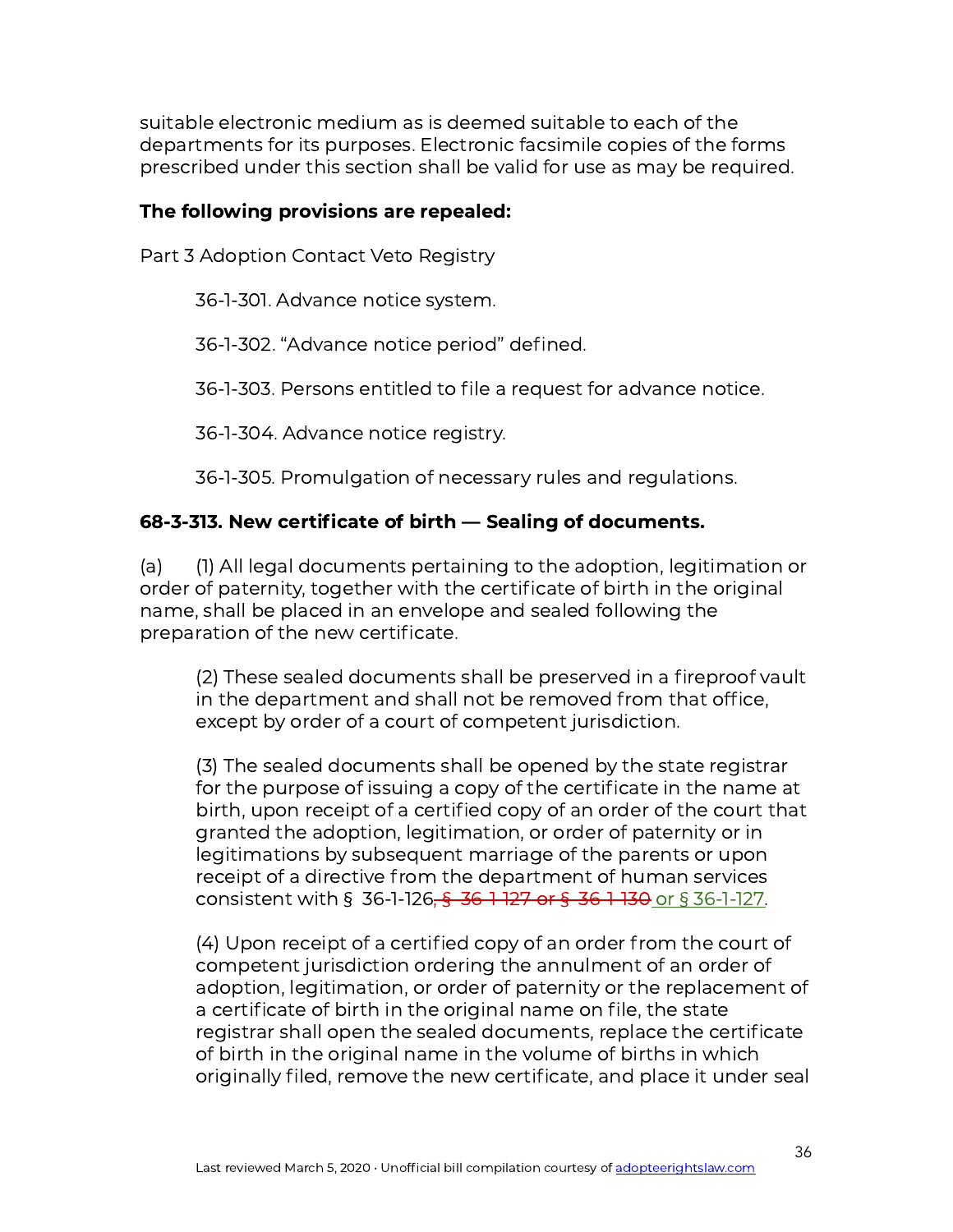suitable electronic medium as is deemed suitable to each of the departments for its purposes. Electronic facsimile copies of the forms prescribed under this section shall be valid for use as may be required.

**The following provisions are repealed:**

Part 3 Adoption Contact Veto Registry

> 36-1-301. Advance notice system.
>
> 36-1-302. "Advance notice period" defined.
>
> 36-1-303. Persons entitled to file a request for advance notice.
>
> 36-1-304. Advance notice registry.
>
> 36-1-305. Promulgation of necessary rules and regulations.

**68-3-313. New certificate of birth — Sealing of documents.**

(a) (1) All legal documents pertaining to the adoption, legitimation or order of paternity, together with the certificate of birth in the original name, shall be placed in an envelope and sealed following the preparation of the new certificate.

> (2) These sealed documents shall be preserved in a fireproof vault in the department and shall not be removed from that office, except by order of a court of competent jurisdiction.
>
> (3) The sealed documents shall be opened by the state registrar for the purpose of issuing a copy of the certificate in the name at birth, upon receipt of a certified copy of an order of the court that granted the adoption, legitimation, or order of paternity or in legitimations by subsequent marriage of the parents or upon receipt of a directive from the department of human services consistent with § 36-1-126~~, § 36-1-127 or § 36-1-130~~ or § 36-1-127.
>
> (4) Upon receipt of a certified copy of an order from the court of competent jurisdiction ordering the annulment of an order of adoption, legitimation, or order of paternity or the replacement of a certificate of birth in the original name on file, the state registrar shall open the sealed documents, replace the certificate of birth in the original name in the volume of births in which originally filed, remove the new certificate, and place it under seal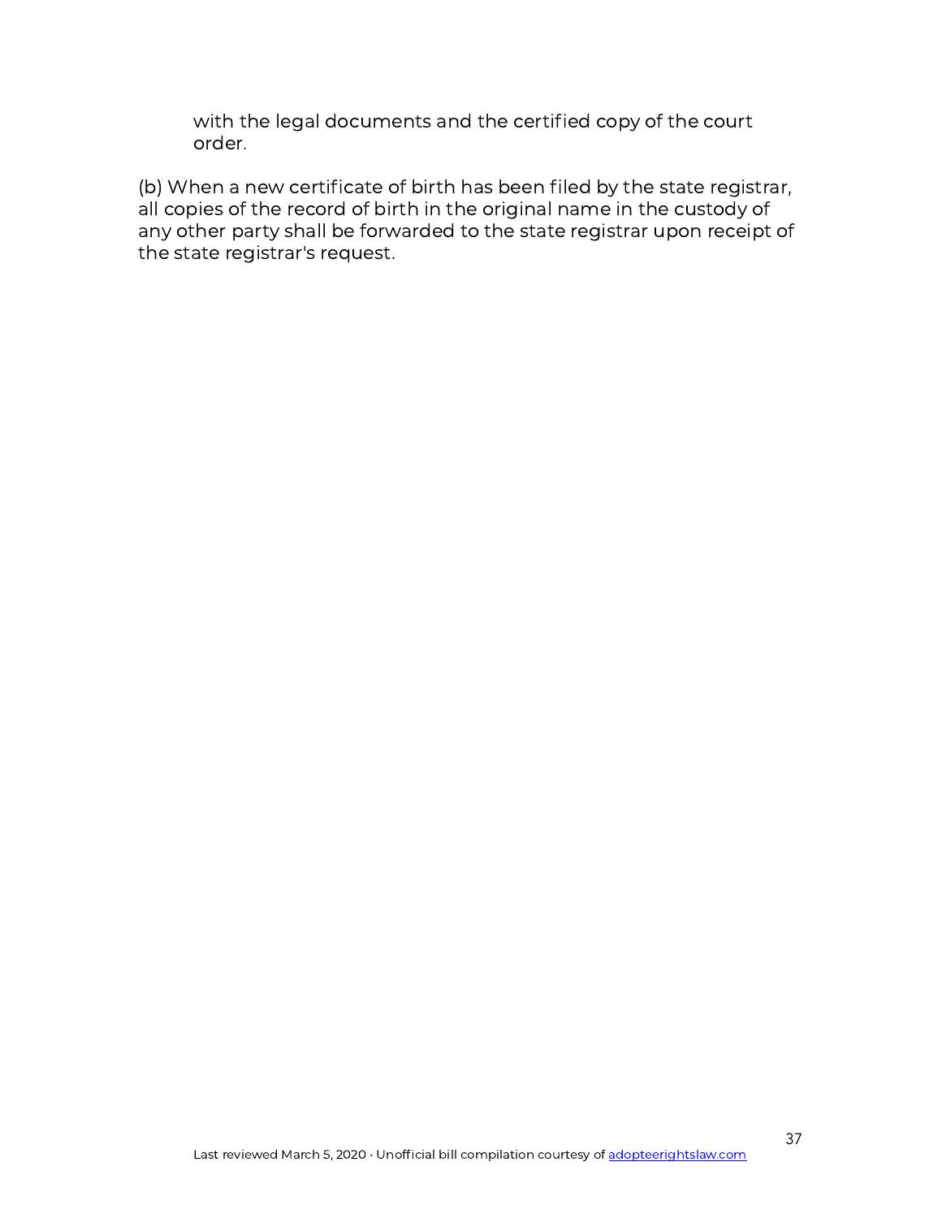with the legal documents and the certified copy of the court order.

(b) When a new certificate of birth has been filed by the state registrar, all copies of the record of birth in the original name in the custody of any other party shall be forwarded to the state registrar upon receipt of the state registrar's request.